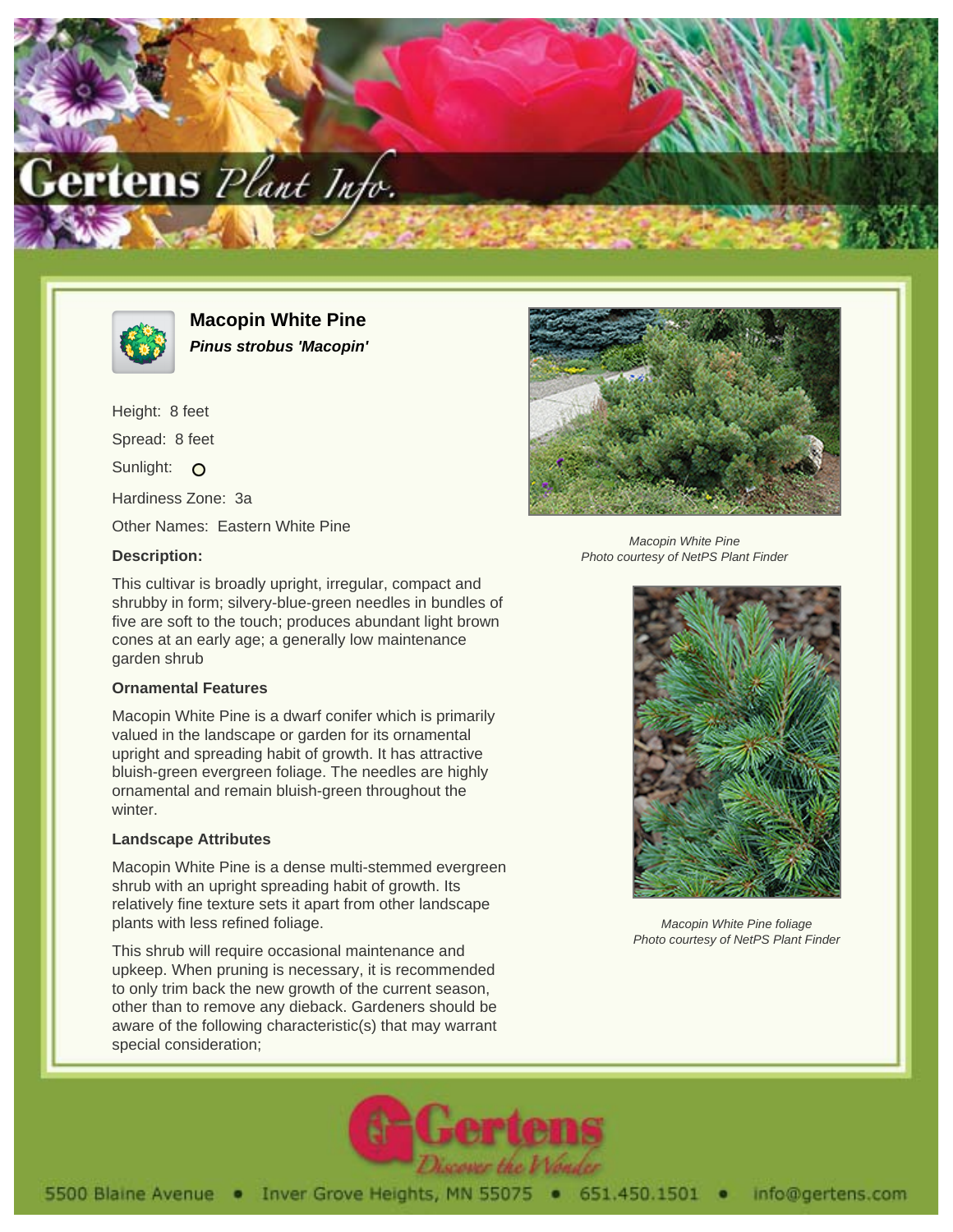# Macopin White Pine

***Pinus strobus 'Macopin'***

Height: 8 feet

Spread: 8 feet

Sunlight: O

Hardiness Zone: 3a

Other Names: Eastern White Pine

### Description:

This cultivar is broadly upright, irregular, compact and shrubby in form; silvery-blue-green needles in bundles of five are soft to the touch; produces abundant light brown cones at an early age; a generally low maintenance garden shrub

### Ornamental Features

Macopin White Pine is a dwarf conifer which is primarily valued in the landscape or garden for its ornamental upright and spreading habit of growth. It has attractive bluish-green evergreen foliage. The needles are highly ornamental and remain bluish-green throughout the winter.

### Landscape Attributes

Macopin White Pine is a dense multi-stemmed evergreen shrub with an upright spreading habit of growth. Its relatively fine texture sets it apart from other landscape plants with less refined foliage.

This shrub will require occasional maintenance and upkeep. When pruning is necessary, it is recommended to only trim back the new growth of the current season, other than to remove any dieback. Gardeners should be aware of the following characteristic(s) that may warrant special consideration;

*Macopin White Pine*
*Photo courtesy of NetPS Plant Finder*

*Macopin White Pine foliage*
*Photo courtesy of NetPS Plant Finder*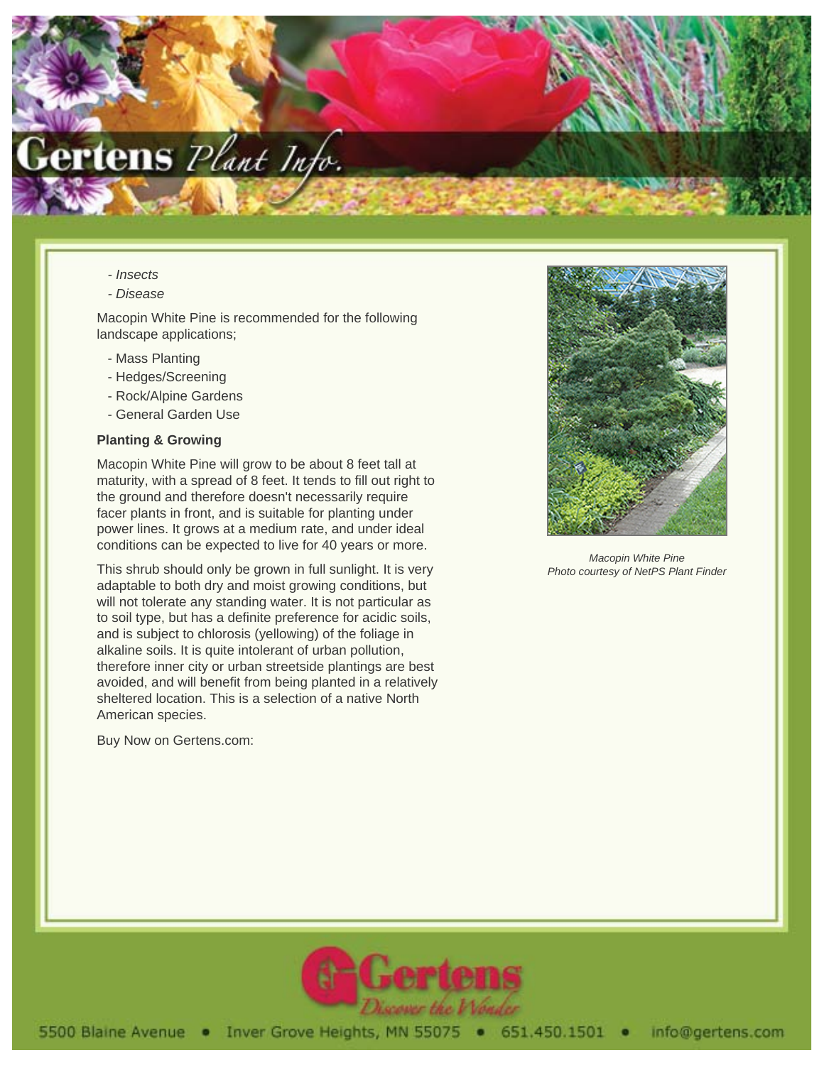- *Insects*
- *Disease*

Macopin White Pine is recommended for the following landscape applications;

- Mass Planting
- Hedges/Screening
- Rock/Alpine Gardens
- General Garden Use

**Planting & Growing**

Macopin White Pine will grow to be about 8 feet tall at maturity, with a spread of 8 feet. It tends to fill out right to the ground and therefore doesn't necessarily require facer plants in front, and is suitable for planting under power lines. It grows at a medium rate, and under ideal conditions can be expected to live for 40 years or more.

This shrub should only be grown in full sunlight. It is very adaptable to both dry and moist growing conditions, but will not tolerate any standing water. It is not particular as to soil type, but has a definite preference for acidic soils, and is subject to chlorosis (yellowing) of the foliage in alkaline soils. It is quite intolerant of urban pollution, therefore inner city or urban streetside plantings are best avoided, and will benefit from being planted in a relatively sheltered location. This is a selection of a native North American species.

Buy Now on Gertens.com:

*Macopin White Pine*
*Photo courtesy of NetPS Plant Finder*